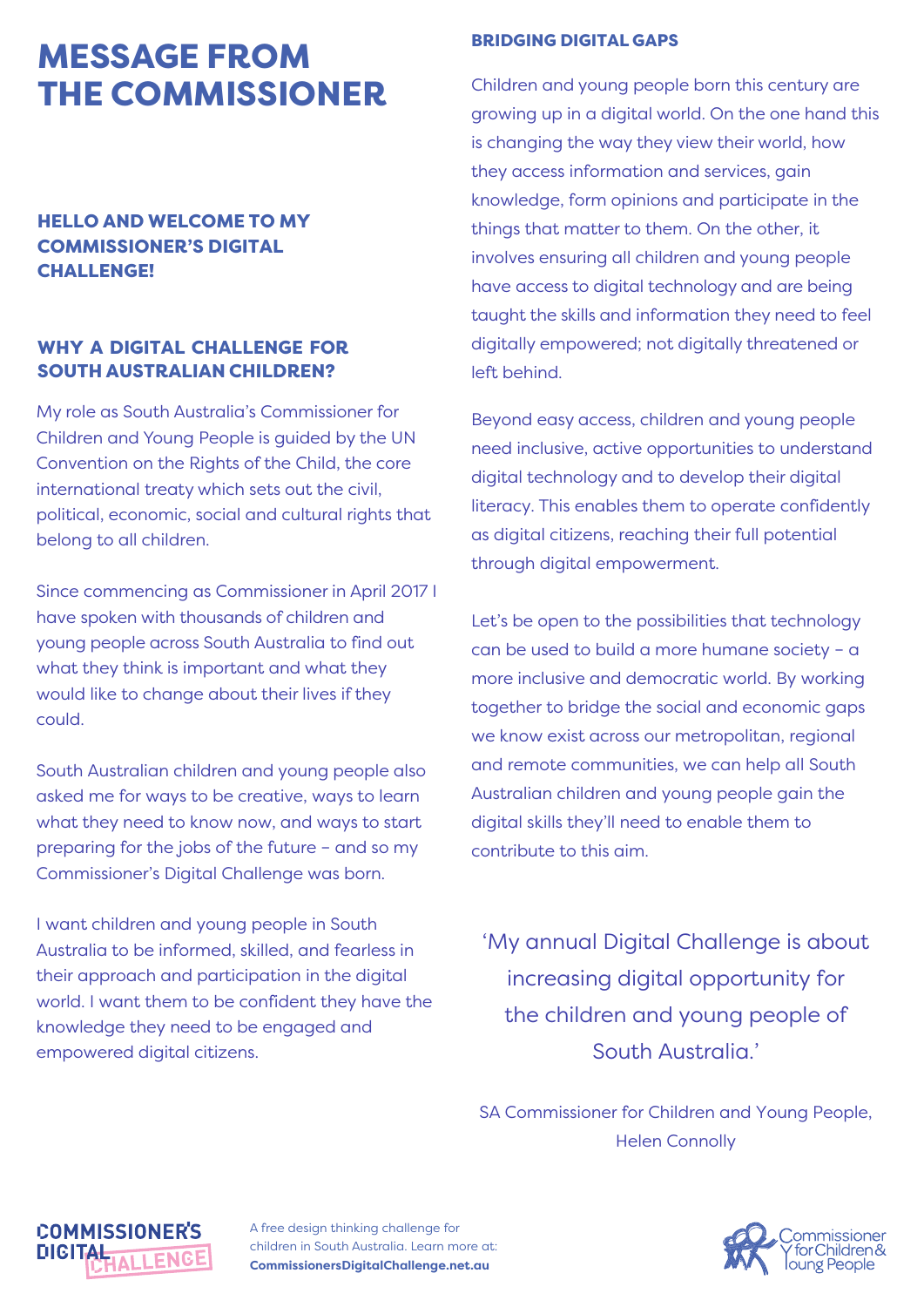# MESSAGE FROM THE COMMISSIONER

### HELLO AND WELCOME TO MY COMMISSIONER'S DIGITAL CHALLENGE!

### WHY A DIGITAL CHALLENGE FOR SOUTH AUSTRALIAN CHILDREN?

My role as South Australia's Commissioner for Children and Young People is guided by the UN Convention on the Rights of the Child, the core international treaty which sets out the civil, political, economic, social and cultural rights that belong to all children.

Since commencing as Commissioner in April 2017 I have spoken with thousands of children and young people across South Australia to find out what they think is important and what they would like to change about their lives if they could.

South Australian children and young people also asked me for ways to be creative, ways to learn what they need to know now, and ways to start preparing for the jobs of the future – and so my Commissioner's Digital Challenge was born.

I want children and young people in South Australia to be informed, skilled, and fearless in their approach and participation in the digital world. I want them to be confident they have the knowledge they need to be engaged and empowered digital citizens.

### BRIDGING DIGITAL GAPS

Children and young people born this century are growing up in a digital world. On the one hand this is changing the way they view their world, how they access information and services, gain knowledge, form opinions and participate in the things that matter to them. On the other, it involves ensuring all children and young people have access to digital technology and are being taught the skills and information they need to feel digitally empowered; not digitally threatened or left behind.

Beyond easy access, children and young people need inclusive, active opportunities to understand digital technology and to develop their digital literacy. This enables them to operate confidently as digital citizens, reaching their full potential through digital empowerment.

Let's be open to the possibilities that technology can be used to build a more humane society – a more inclusive and democratic world. By working together to bridge the social and economic gaps we know exist across our metropolitan, regional and remote communities, we can help all South Australian children and young people gain the digital skills they'll need to enable them to contribute to this aim.

> 'My annual Digital Challenge is about increasing digital opportunity for the children and young people of South Australia.'

SA Commissioner for Children and Young People, Helen Connolly

COMMISSIONER'S DIGITAL CHALLENGE

A free design thinking challenge for children in South Australia. Learn more at: **CommissionersDigitalChallenge.net.au**

Commissioner for Children & Young People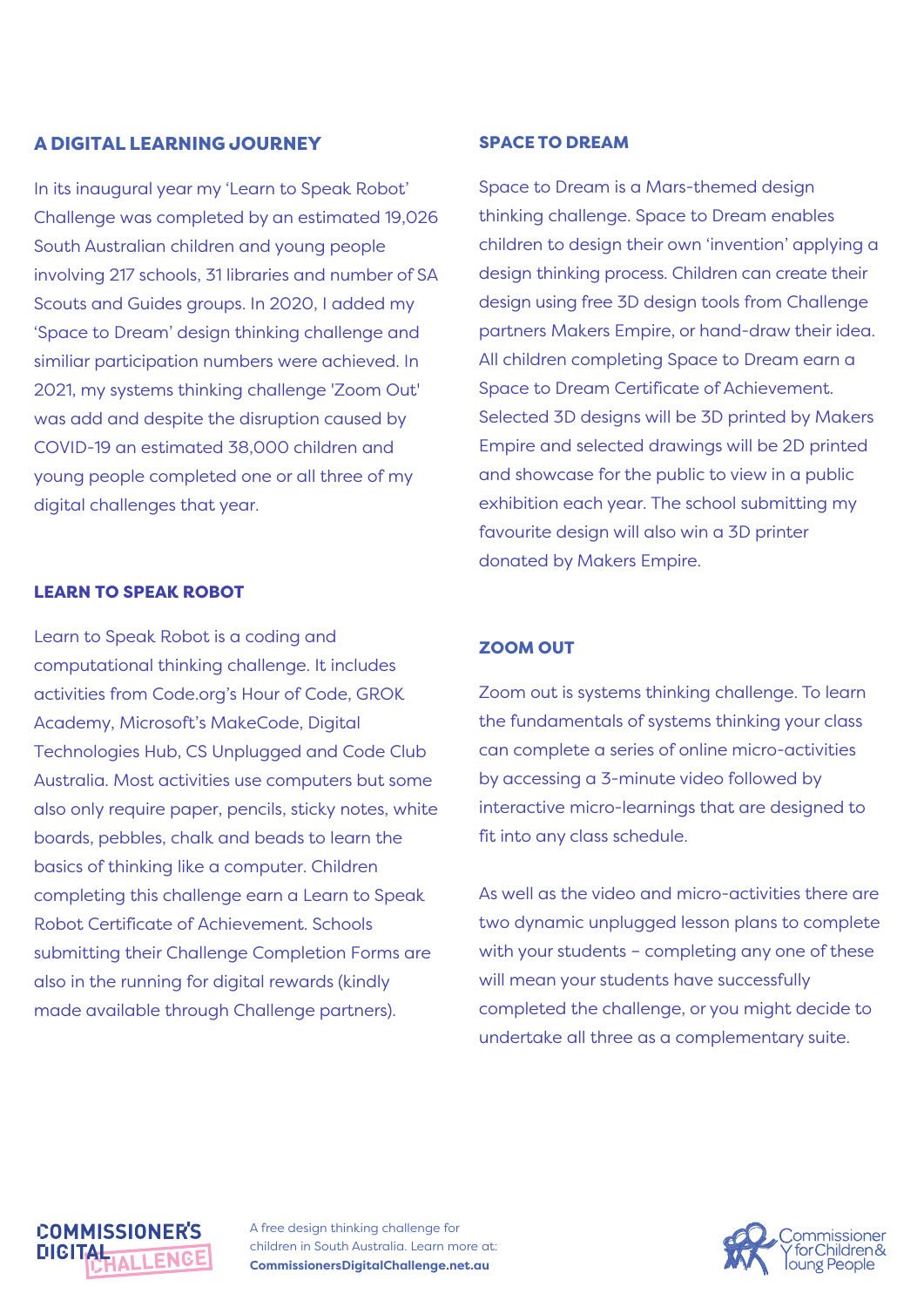## A DIGITAL LEARNING JOURNEY

In its inaugural year my 'Learn to Speak Robot' Challenge was completed by an estimated 19,026 South Australian children and young people involving 217 schools, 31 libraries and number of SA Scouts and Guides groups. In 2020, I added my 'Space to Dream' design thinking challenge and similiar participation numbers were achieved. In 2021, my systems thinking challenge 'Zoom Out' was add and despite the disruption caused by COVID-19 an estimated 38,000 children and young people completed one or all three of my digital challenges that year.

## LEARN TO SPEAK ROBOT

Learn to Speak Robot is a coding and computational thinking challenge. It includes activities from Code.org's Hour of Code, GROK Academy, Microsoft's MakeCode, Digital Technologies Hub, CS Unplugged and Code Club Australia. Most activities use computers but some also only require paper, pencils, sticky notes, white boards, pebbles, chalk and beads to learn the basics of thinking like a computer. Children completing this challenge earn a Learn to Speak Robot Certificate of Achievement. Schools submitting their Challenge Completion Forms are also in the running for digital rewards (kindly made available through Challenge partners).

## SPACE TO DREAM

Space to Dream is a Mars-themed design thinking challenge. Space to Dream enables children to design their own 'invention' applying a design thinking process. Children can create their design using free 3D design tools from Challenge partners Makers Empire, or hand-draw their idea. All children completing Space to Dream earn a Space to Dream Certificate of Achievement. Selected 3D designs will be 3D printed by Makers Empire and selected drawings will be 2D printed and showcase for the public to view in a public exhibition each year. The school submitting my favourite design will also win a 3D printer donated by Makers Empire.

## ZOOM OUT

Zoom out is systems thinking challenge. To learn the fundamentals of systems thinking your class can complete a series of online micro-activities by accessing a 3-minute video followed by interactive micro-learnings that are designed to fit into any class schedule.

As well as the video and micro-activities there are two dynamic unplugged lesson plans to complete with your students – completing any one of these will mean your students have successfully completed the challenge, or you might decide to undertake all three as a complementary suite.

COMMISSIONER'S DIGITAL CHALLENGE

A free design thinking challenge for children in South Australia. Learn more at: **CommissionersDigitalChallenge.net.au**

Commissioner for Children & Young People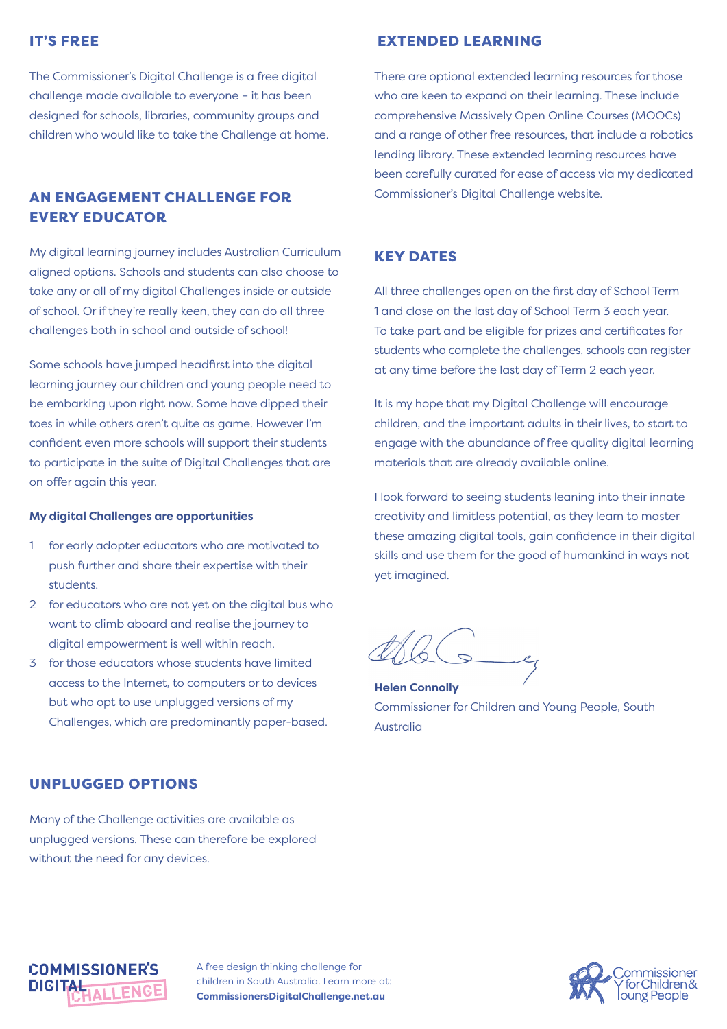## IT'S FREE

The Commissioner's Digital Challenge is a free digital challenge made available to everyone – it has been designed for schools, libraries, community groups and children who would like to take the Challenge at home.

## AN ENGAGEMENT CHALLENGE FOR EVERY EDUCATOR

My digital learning journey includes Australian Curriculum aligned options. Schools and students can also choose to take any or all of my digital Challenges inside or outside of school. Or if they're really keen, they can do all three challenges both in school and outside of school!

Some schools have jumped headfirst into the digital learning journey our children and young people need to be embarking upon right now. Some have dipped their toes in while others aren't quite as game. However I'm confident even more schools will support their students to participate in the suite of Digital Challenges that are on offer again this year.

**My digital Challenges are opportunities**

1. for early adopter educators who are motivated to push further and share their expertise with their students.
2. for educators who are not yet on the digital bus who want to climb aboard and realise the journey to digital empowerment is well within reach.
3. for those educators whose students have limited access to the Internet, to computers or to devices but who opt to use unplugged versions of my Challenges, which are predominantly paper-based.

## UNPLUGGED OPTIONS

Many of the Challenge activities are available as unplugged versions. These can therefore be explored without the need for any devices.

## EXTENDED LEARNING

There are optional extended learning resources for those who are keen to expand on their learning. These include comprehensive Massively Open Online Courses (MOOCs) and a range of other free resources, that include a robotics lending library. These extended learning resources have been carefully curated for ease of access via my dedicated Commissioner's Digital Challenge website.

## KEY DATES

All three challenges open on the first day of School Term 1 and close on the last day of School Term 3 each year. To take part and be eligible for prizes and certificates for students who complete the challenges, schools can register at any time before the last day of Term 2 each year.

It is my hope that my Digital Challenge will encourage children, and the important adults in their lives, to start to engage with the abundance of free quality digital learning materials that are already available online.

I look forward to seeing students leaning into their innate creativity and limitless potential, as they learn to master these amazing digital tools, gain confidence in their digital skills and use them for the good of humankind in ways not yet imagined.

**Helen Connolly**
Commissioner for Children and Young People, South Australia

COMMISSIONER'S DIGITAL CHALLENGE

A free design thinking challenge for children in South Australia. Learn more at: **CommissionersDigitalChallenge.net.au**

Commissioner for Children & Young People